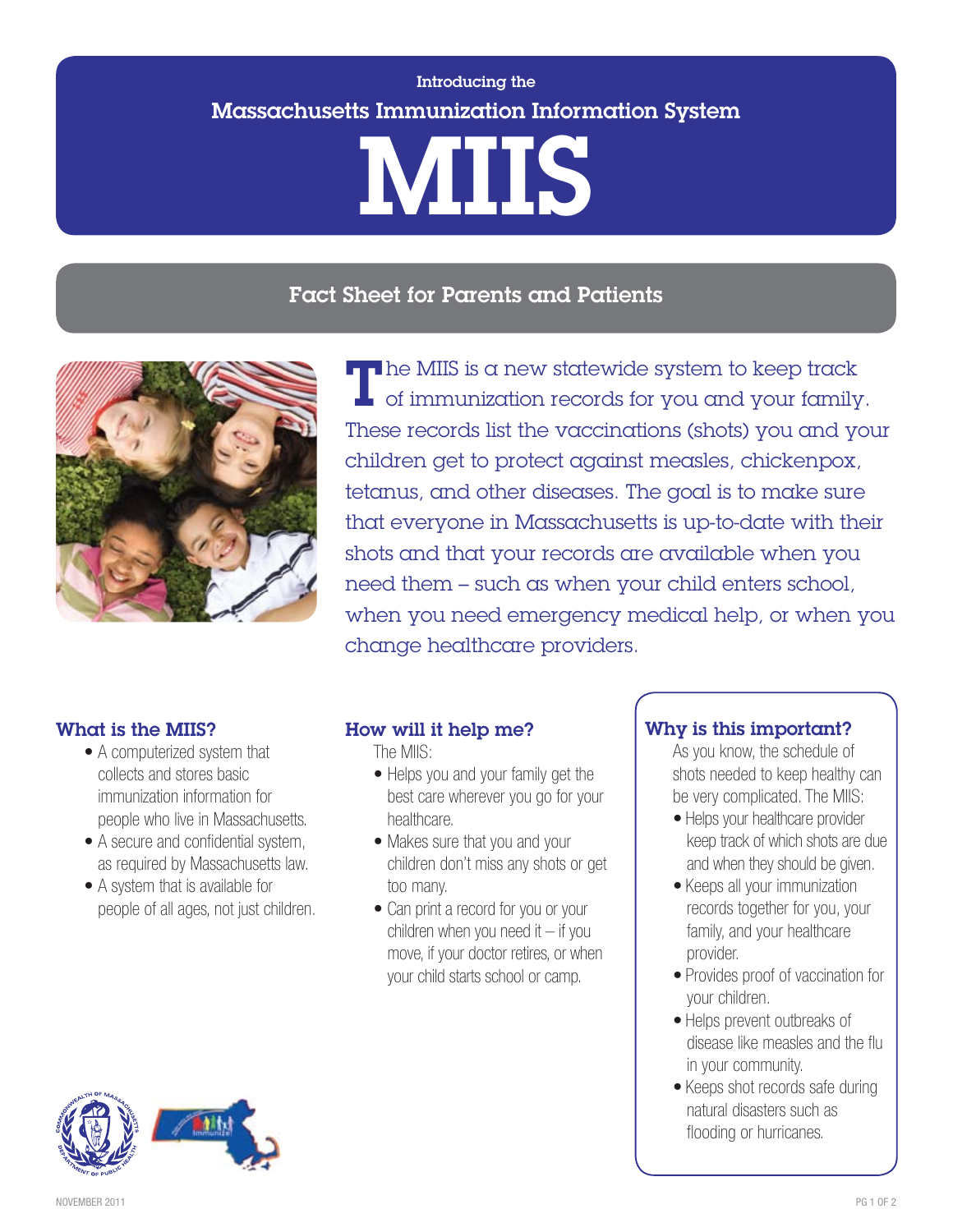Introducing the

# Massachusetts Immunization Information System

# MIIS

## Fact Sheet for Parents and Patients

The MIIS is a new statewide system to keep track of immunization records for you and your family. These records list the vaccinations (shots) you and your children get to protect against measles, chickenpox, tetanus, and other diseases. The goal is to make sure that everyone in Massachusetts is up-to-date with their shots and that your records are available when you need them – such as when your child enters school, when you need emergency medical help, or when you change healthcare providers.

### What is the MIIS?

- A computerized system that collects and stores basic immunization information for people who live in Massachusetts.
- A secure and confidential system, as required by Massachusetts law.
- A system that is available for people of all ages, not just children.

### How will it help me?

The MIIS:

- Helps you and your family get the best care wherever you go for your healthcare.
- Makes sure that you and your children don't miss any shots or get too many.
- Can print a record for you or your children when you need it – if you move, if your doctor retires, or when your child starts school or camp.

### Why is this important?

As you know, the schedule of shots needed to keep healthy can be very complicated. The MIIS:

- Helps your healthcare provider keep track of which shots are due and when they should be given.
- Keeps all your immunization records together for you, your family, and your healthcare provider.
- Provides proof of vaccination for your children.
- Helps prevent outbreaks of disease like measles and the flu in your community.
- Keeps shot records safe during natural disasters such as flooding or hurricanes.

NOVEMBER 2011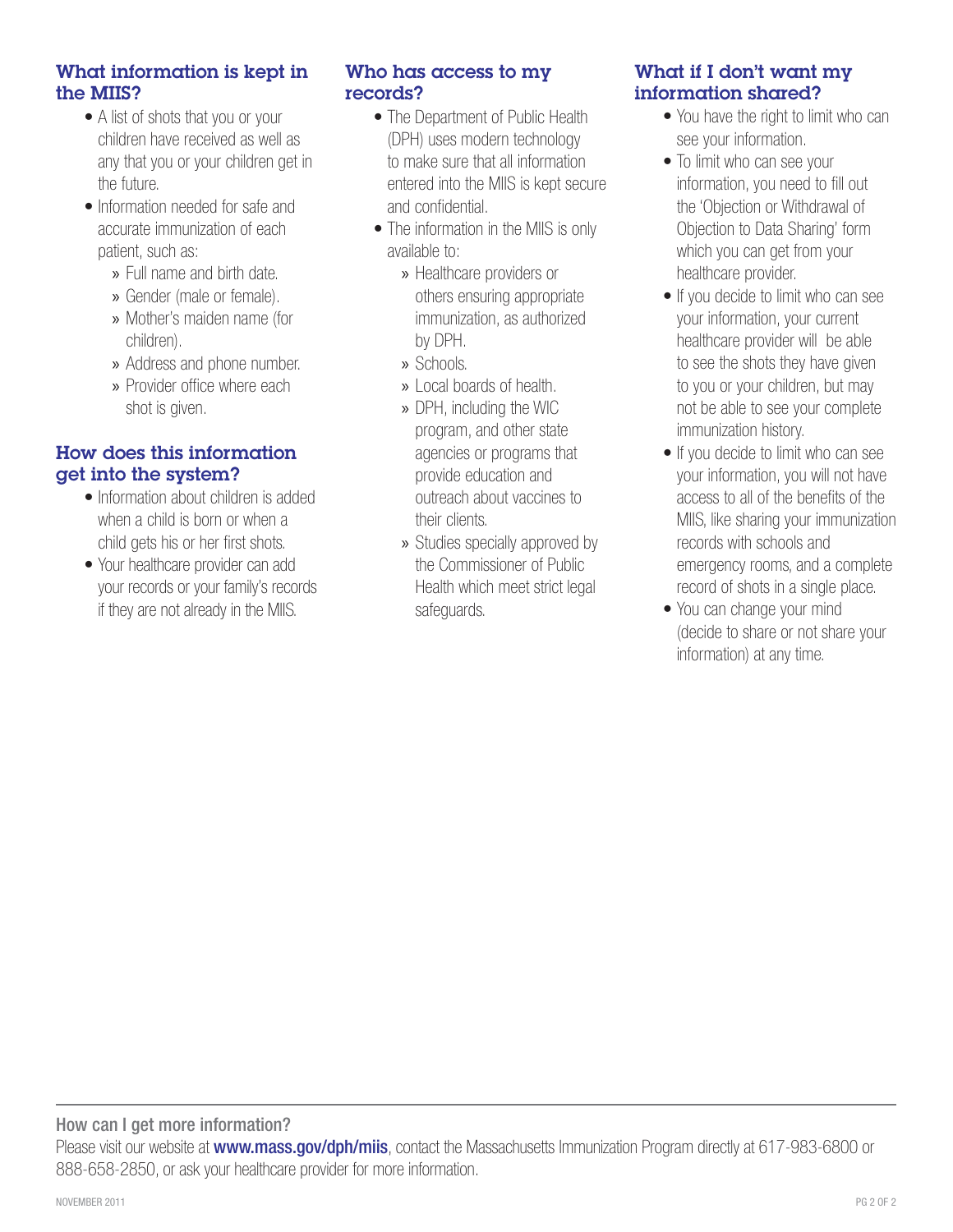## What information is kept in the MIIS?

- A list of shots that you or your children have received as well as any that you or your children get in the future.
- Information needed for safe and accurate immunization of each patient, such as:
  - Full name and birth date.
  - Gender (male or female).
  - Mother's maiden name (for children).
  - Address and phone number.
  - Provider office where each shot is given.

## How does this information get into the system?

- Information about children is added when a child is born or when a child gets his or her first shots.
- Your healthcare provider can add your records or your family's records if they are not already in the MIIS.

## Who has access to my records?

- The Department of Public Health (DPH) uses modern technology to make sure that all information entered into the MIIS is kept secure and confidential.
- The information in the MIIS is only available to:
  - Healthcare providers or others ensuring appropriate immunization, as authorized by DPH.
  - Schools.
  - Local boards of health.
  - DPH, including the WIC program, and other state agencies or programs that provide education and outreach about vaccines to their clients.
  - Studies specially approved by the Commissioner of Public Health which meet strict legal safeguards.

## What if I don't want my information shared?

- You have the right to limit who can see your information.
- To limit who can see your information, you need to fill out the 'Objection or Withdrawal of Objection to Data Sharing' form which you can get from your healthcare provider.
- If you decide to limit who can see your information, your current healthcare provider will be able to see the shots they have given to you or your children, but may not be able to see your complete immunization history.
- If you decide to limit who can see your information, you will not have access to all of the benefits of the MIIS, like sharing your immunization records with schools and emergency rooms, and a complete record of shots in a single place.
- You can change your mind (decide to share or not share your information) at any time.

---

**How can I get more information?**

Please visit our website at **www.mass.gov/dph/miis**, contact the Massachusetts Immunization Program directly at 617-983-6800 or 888-658-2850, or ask your healthcare provider for more information.

NOVEMBER 2011